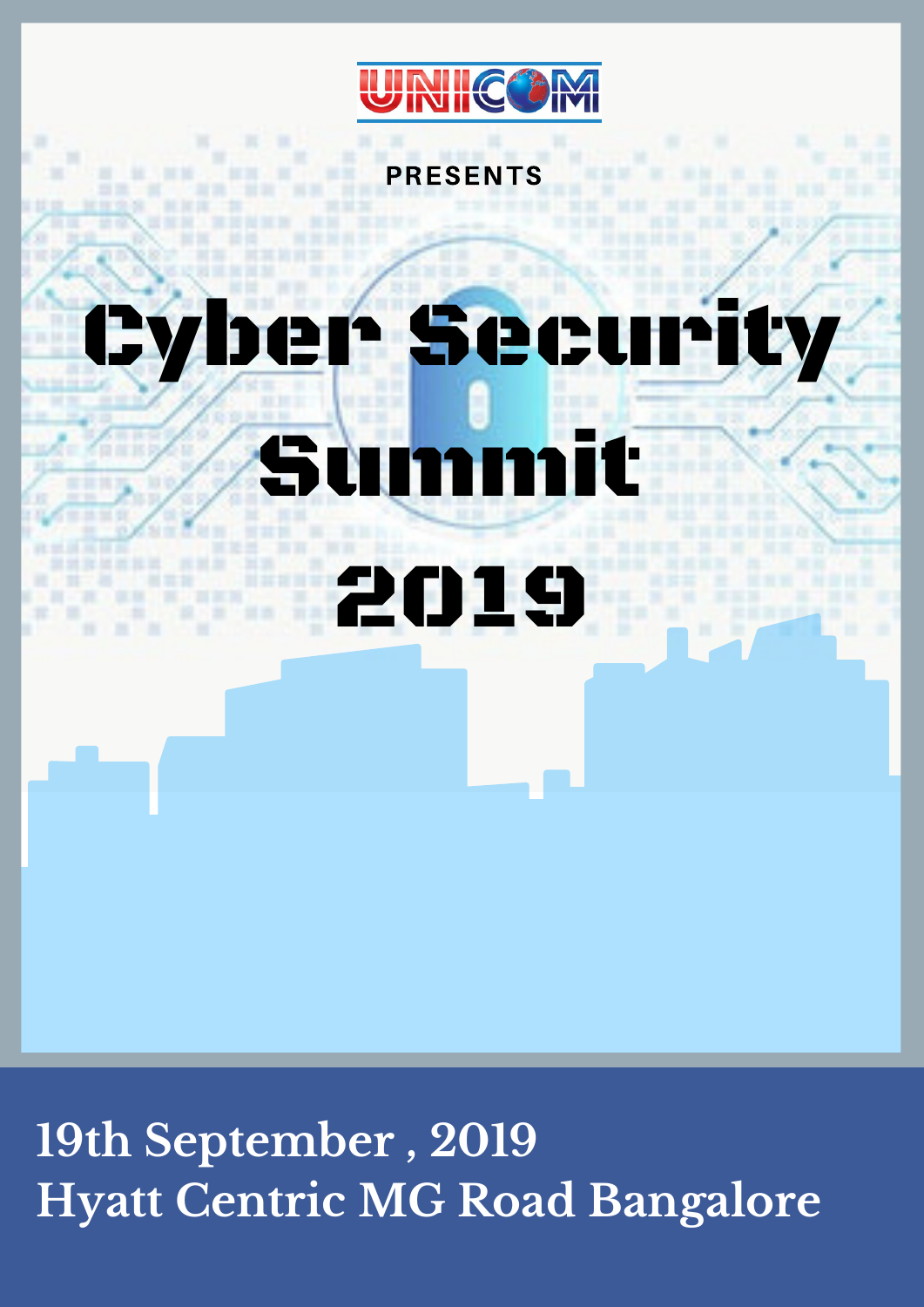UNICOM

PRESENTS

# Cyber Security Summit 2019

19th September , 2019
Hyatt Centric MG Road Bangalore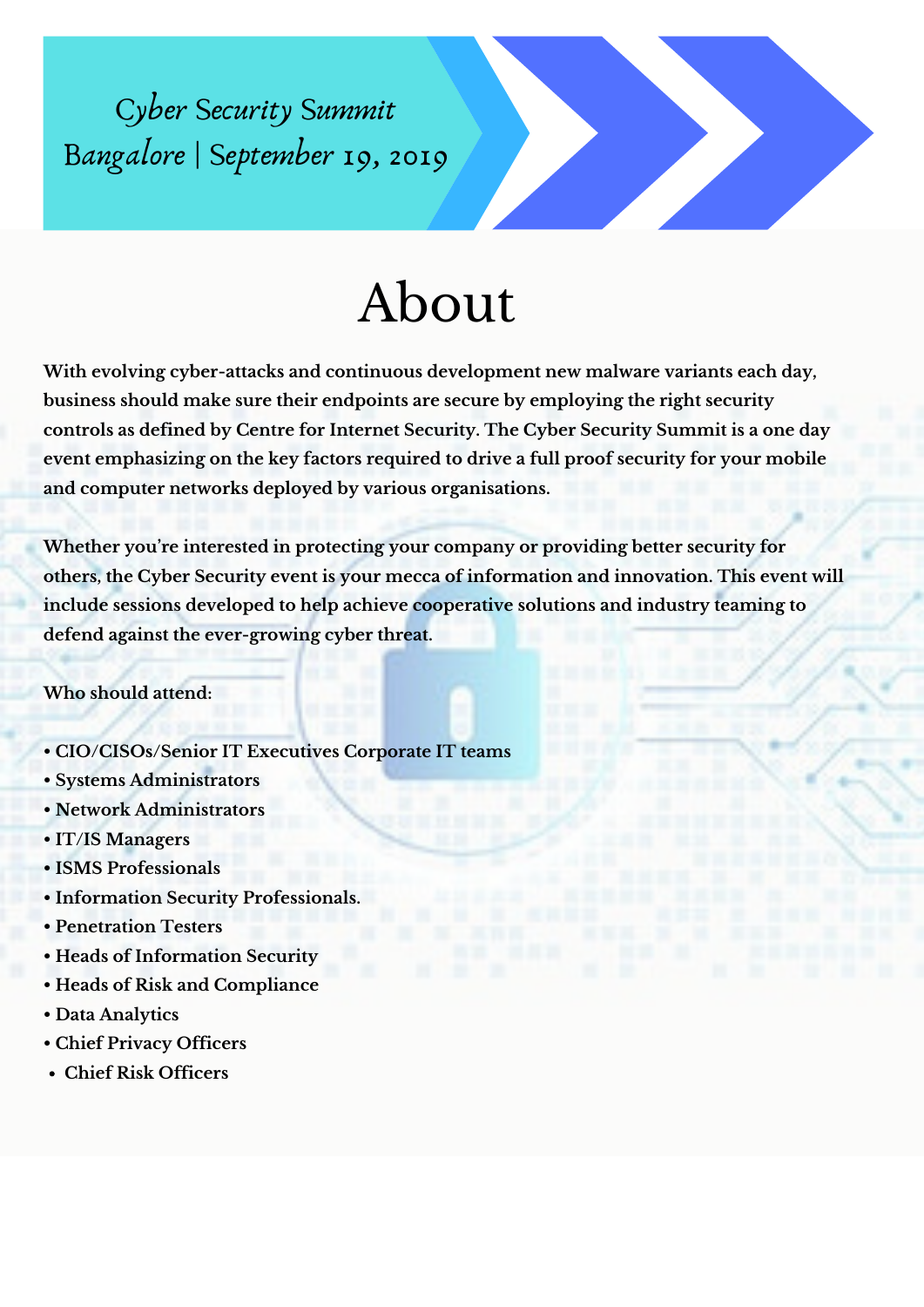Cyber Security Summit
Bangalore | September 19, 2019

# About

**With evolving cyber-attacks and continuous development new malware variants each day, business should make sure their endpoints are secure by employing the right security controls as defined by Centre for Internet Security. The Cyber Security Summit is a one day event emphasizing on the key factors required to drive a full proof security for your mobile and computer networks deployed by various organisations.**

**Whether you're interested in protecting your company or providing better security for others, the Cyber Security event is your mecca of information and innovation. This event will include sessions developed to help achieve cooperative solutions and industry teaming to defend against the ever-growing cyber threat.**

**Who should attend:**

- **CIO/CISOs/Senior IT Executives Corporate IT teams**
- **Systems Administrators**
- **Network Administrators**
- **IT/IS Managers**
- **ISMS Professionals**
- **Information Security Professionals.**
- **Penetration Testers**
- **Heads of Information Security**
- **Heads of Risk and Compliance**
- **Data Analytics**
- **Chief Privacy Officers**
- **Chief Risk Officers**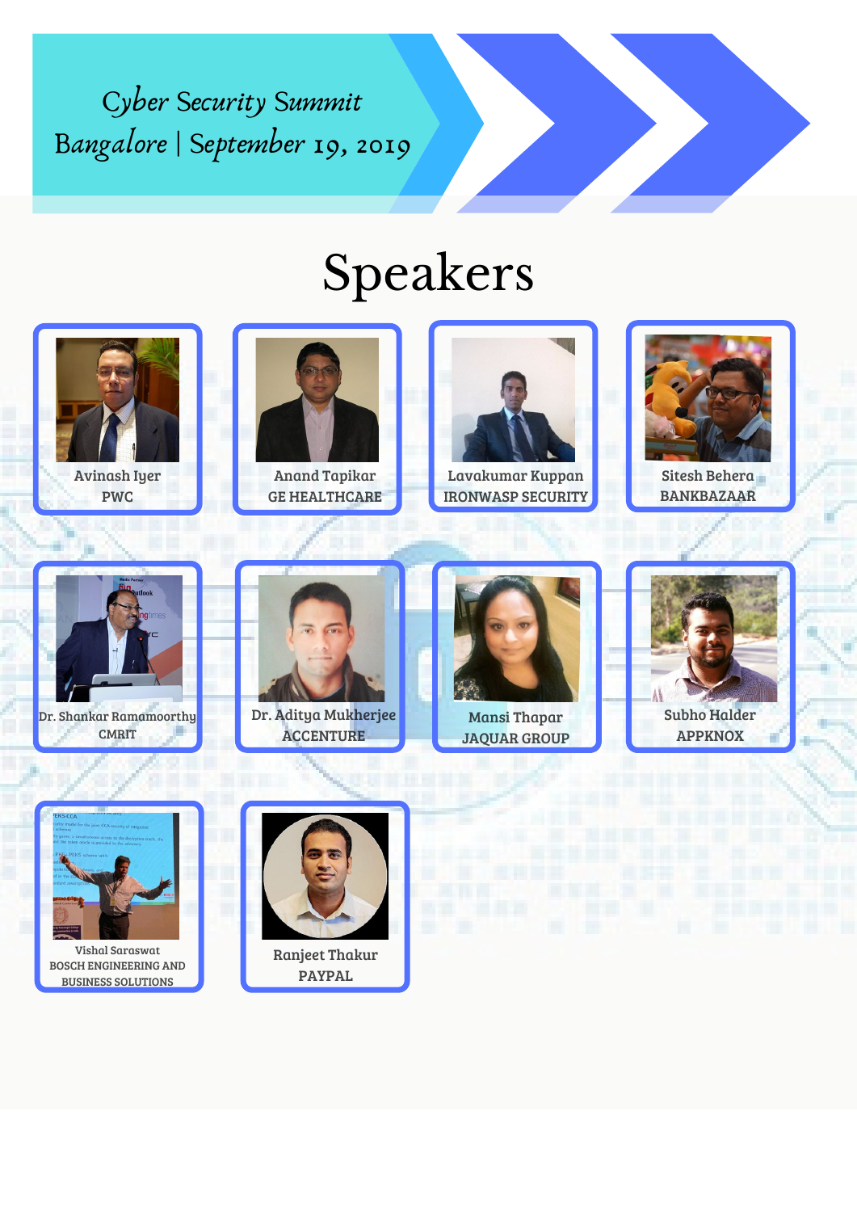Cyber Security Summit
Bangalore | September 19, 2019

# Speakers

- Avinash Iyer — PWC
- Anand Tapikar — GE HEALTHCARE
- Lavakumar Kuppan — IRONWASP SECURITY
- Sitesh Behera — BANKBAZAAR
- Dr. Shankar Ramamoorthy — CMRIT
- Dr. Aditya Mukherjee — ACCENTURE
- Mansi Thapar — JAQUAR GROUP
- Subho Halder — APPKNOX
- Vishal Saraswat — BOSCH ENGINEERING AND BUSINESS SOLUTIONS
- Ranjeet Thakur — PAYPAL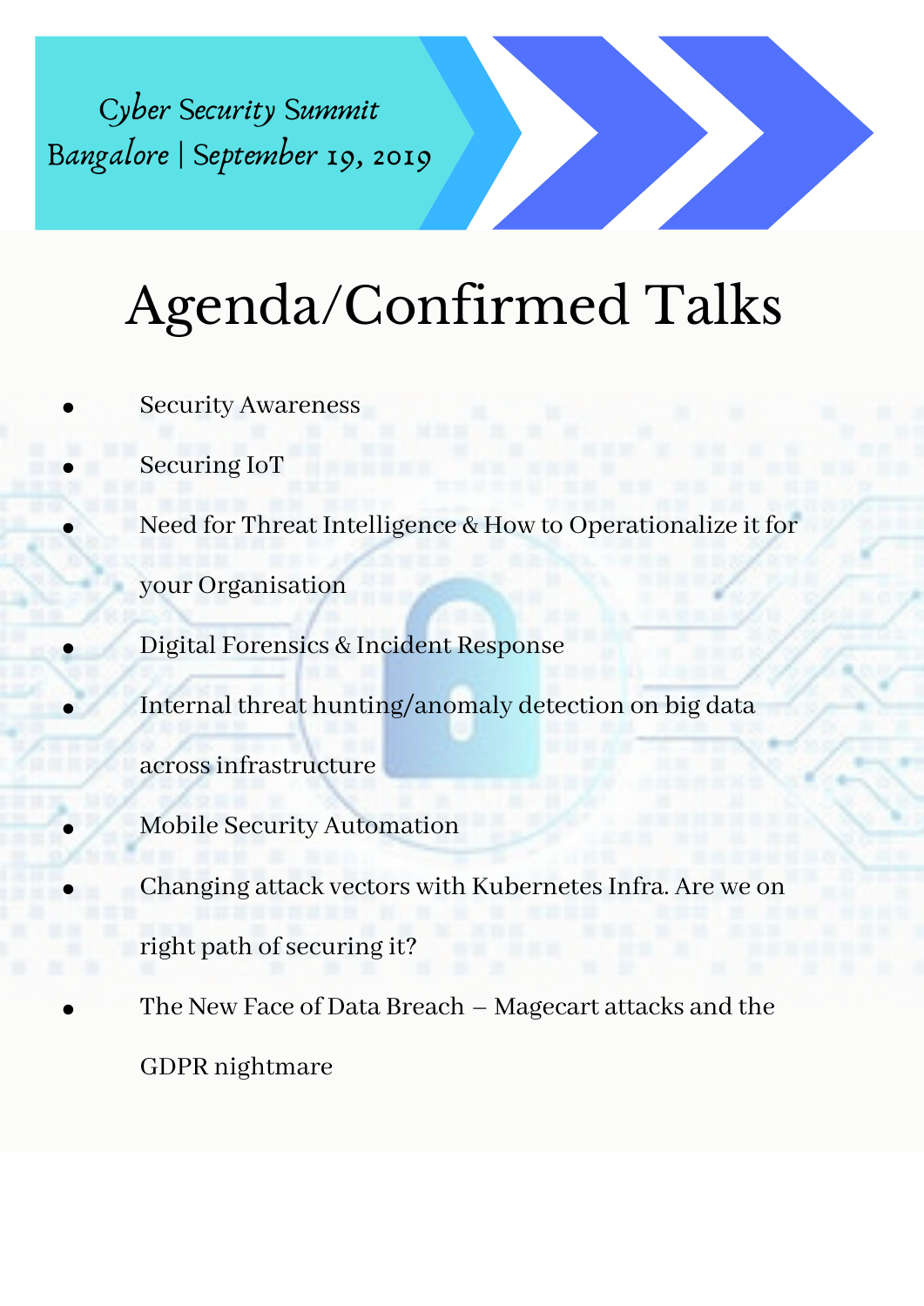*Cyber Security Summit*
*Bangalore | September 19, 2019*

# Agenda/Confirmed Talks

- Security Awareness
- Securing IoT
- Need for Threat Intelligence & How to Operationalize it for your Organisation
- Digital Forensics & Incident Response
- Internal threat hunting/anomaly detection on big data across infrastructure
- Mobile Security Automation
- Changing attack vectors with Kubernetes Infra. Are we on right path of securing it?
- The New Face of Data Breach – Magecart attacks and the GDPR nightmare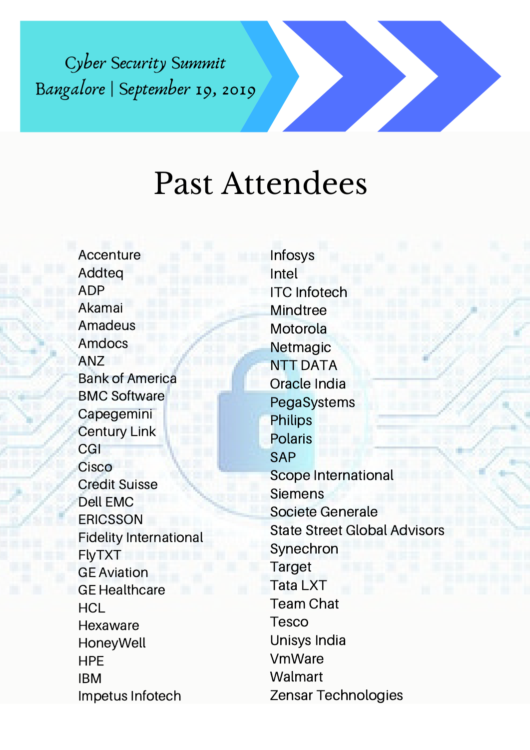Cyber Security Summit
Bangalore | September 19, 2019

# Past Attendees

- Accenture
- Addteq
- ADP
- Akamai
- Amadeus
- Amdocs
- ANZ
- Bank of America
- BMC Software
- Capegemini
- Century Link
- CGI
- Cisco
- Credit Suisse
- Dell EMC
- ERICSSON
- Fidelity International
- FlyTXT
- GE Aviation
- GE Healthcare
- HCL
- Hexaware
- HoneyWell
- HPE
- IBM
- Impetus Infotech
- Infosys
- Intel
- ITC Infotech
- Mindtree
- Motorola
- Netmagic
- NTT DATA
- Oracle India
- PegaSystems
- Philips
- Polaris
- SAP
- Scope International
- Siemens
- Societe Generale
- State Street Global Advisors
- Synechron
- Target
- Tata LXT
- Team Chat
- Tesco
- Unisys India
- VmWare
- Walmart
- Zensar Technologies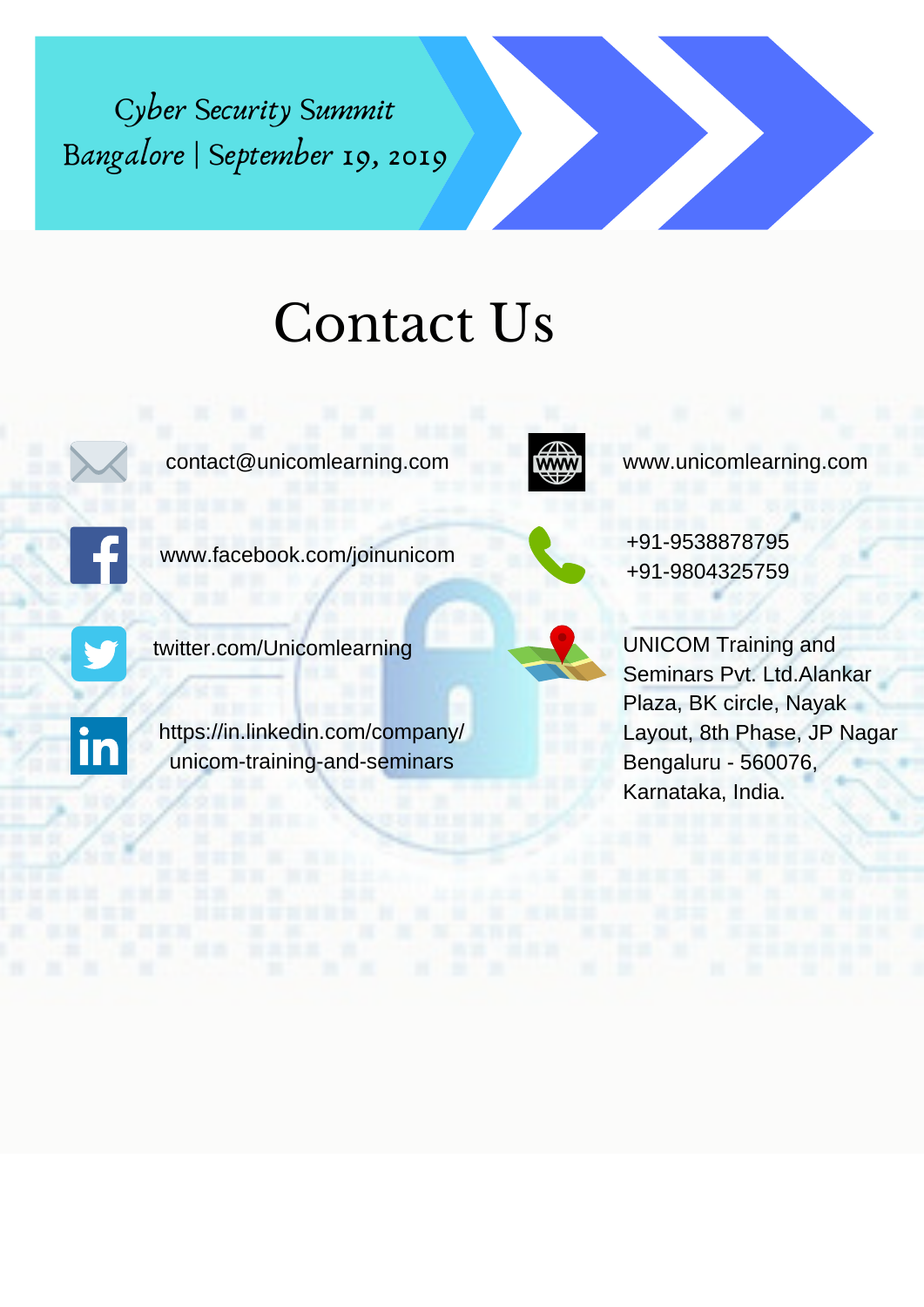Cyber Security Summit
Bangalore | September 19, 2019

# Contact Us

contact@unicomlearning.com

www.facebook.com/joinunicom

twitter.com/Unicomlearning

https://in.linkedin.com/company/unicom-training-and-seminars

www.unicomlearning.com

+91-9538878795
+91-9804325759

UNICOM Training and Seminars Pvt. Ltd.Alankar Plaza, BK circle, Nayak Layout, 8th Phase, JP Nagar Bengaluru - 560076, Karnataka, India.